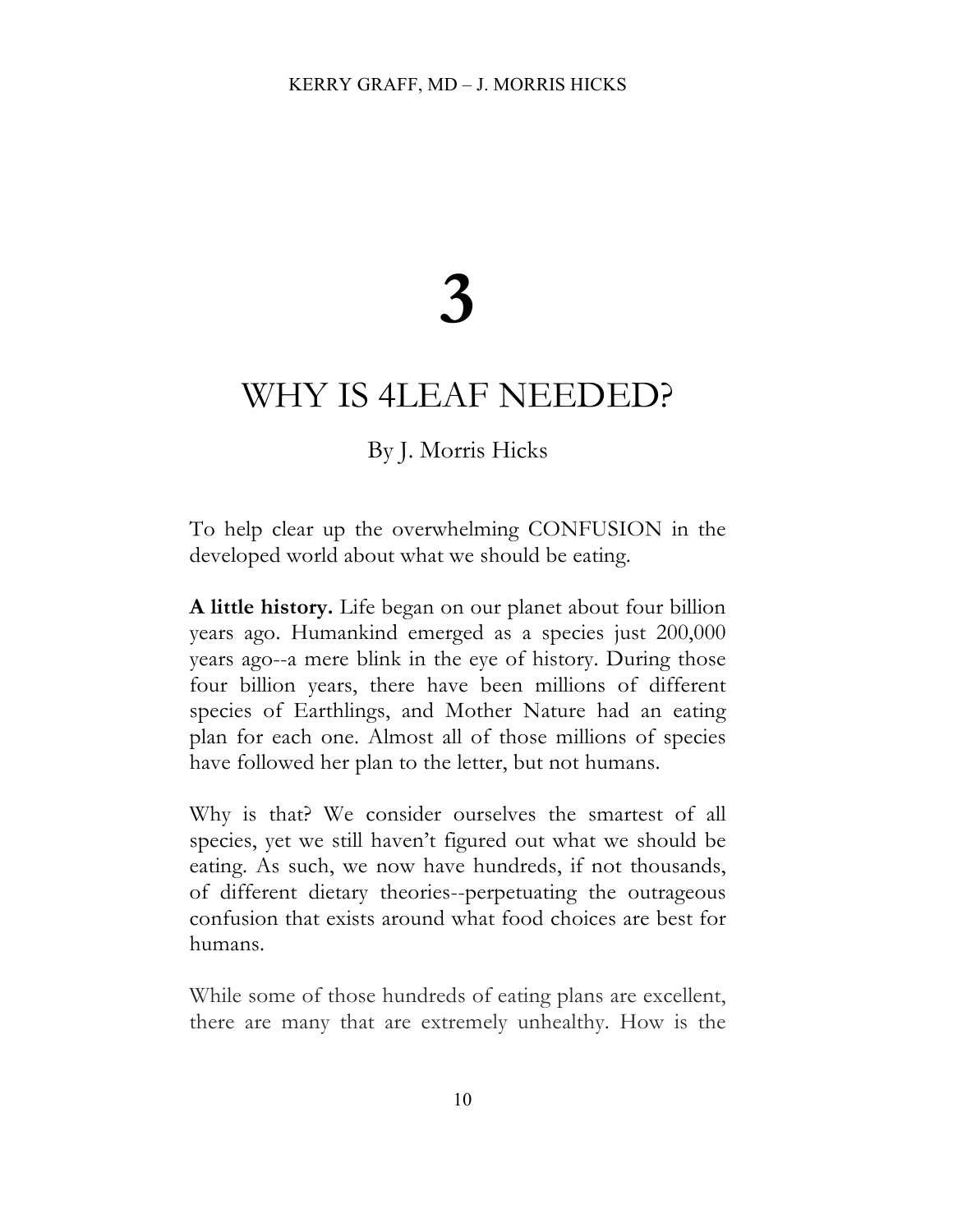# 3

# WHY IS 4LEAF NEEDED?

By J. Morris Hicks

To help clear up the overwhelming CONFUSION in the developed world about what we should be eating.

**A little history.** Life began on our planet about four billion years ago. Humankind emerged as a species just 200,000 years ago--a mere blink in the eye of history. During those four billion years, there have been millions of different species of Earthlings, and Mother Nature had an eating plan for each one. Almost all of those millions of species have followed her plan to the letter, but not humans.

Why is that? We consider ourselves the smartest of all species, yet we still haven't figured out what we should be eating. As such, we now have hundreds, if not thousands, of different dietary theories--perpetuating the outrageous confusion that exists around what food choices are best for humans.

While some of those hundreds of eating plans are excellent, there are many that are extremely unhealthy. How is the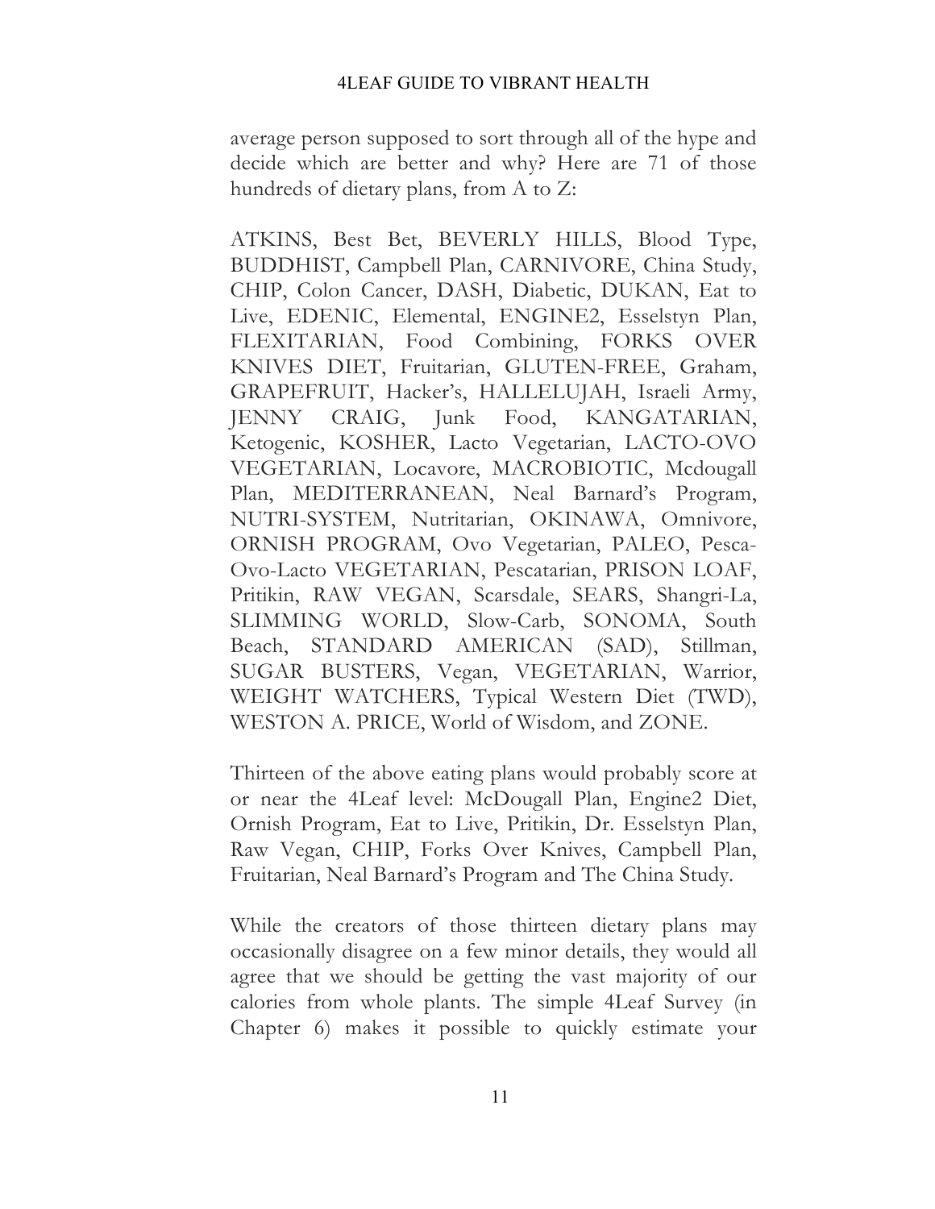average person supposed to sort through all of the hype and decide which are better and why? Here are 71 of those hundreds of dietary plans, from A to Z:

ATKINS, Best Bet, BEVERLY HILLS, Blood Type, BUDDHIST, Campbell Plan, CARNIVORE, China Study, CHIP, Colon Cancer, DASH, Diabetic, DUKAN, Eat to Live, EDENIC, Elemental, ENGINE2, Esselstyn Plan, FLEXITARIAN, Food Combining, FORKS OVER KNIVES DIET, Fruitarian, GLUTEN-FREE, Graham, GRAPEFRUIT, Hacker's, HALLELUJAH, Israeli Army, JENNY CRAIG, Junk Food, KANGATARIAN, Ketogenic, KOSHER, Lacto Vegetarian, LACTO-OVO VEGETARIAN, Locavore, MACROBIOTIC, Mcdougall Plan, MEDITERRANEAN, Neal Barnard's Program, NUTRI-SYSTEM, Nutritarian, OKINAWA, Omnivore, ORNISH PROGRAM, Ovo Vegetarian, PALEO, Pesca-Ovo-Lacto VEGETARIAN, Pescatarian, PRISON LOAF, Pritikin, RAW VEGAN, Scarsdale, SEARS, Shangri-La, SLIMMING WORLD, Slow-Carb, SONOMA, South Beach, STANDARD AMERICAN (SAD), Stillman, SUGAR BUSTERS, Vegan, VEGETARIAN, Warrior, WEIGHT WATCHERS, Typical Western Diet (TWD), WESTON A. PRICE, World of Wisdom, and ZONE.

Thirteen of the above eating plans would probably score at or near the 4Leaf level: McDougall Plan, Engine2 Diet, Ornish Program, Eat to Live, Pritikin, Dr. Esselstyn Plan, Raw Vegan, CHIP, Forks Over Knives, Campbell Plan, Fruitarian, Neal Barnard's Program and The China Study.

While the creators of those thirteen dietary plans may occasionally disagree on a few minor details, they would all agree that we should be getting the vast majority of our calories from whole plants. The simple 4Leaf Survey (in Chapter 6) makes it possible to quickly estimate your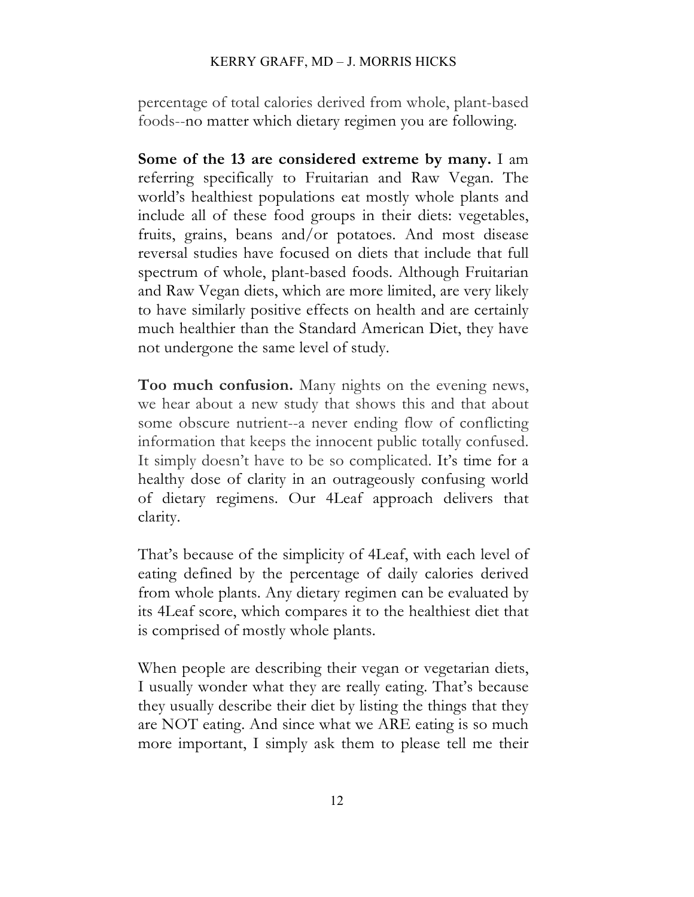percentage of total calories derived from whole, plant-based foods--no matter which dietary regimen you are following.

**Some of the 13 are considered extreme by many.** I am referring specifically to Fruitarian and Raw Vegan. The world's healthiest populations eat mostly whole plants and include all of these food groups in their diets: vegetables, fruits, grains, beans and/or potatoes. And most disease reversal studies have focused on diets that include that full spectrum of whole, plant-based foods. Although Fruitarian and Raw Vegan diets, which are more limited, are very likely to have similarly positive effects on health and are certainly much healthier than the Standard American Diet, they have not undergone the same level of study.

**Too much confusion.** Many nights on the evening news, we hear about a new study that shows this and that about some obscure nutrient--a never ending flow of conflicting information that keeps the innocent public totally confused. It simply doesn't have to be so complicated. It's time for a healthy dose of clarity in an outrageously confusing world of dietary regimens. Our 4Leaf approach delivers that clarity.

That's because of the simplicity of 4Leaf, with each level of eating defined by the percentage of daily calories derived from whole plants. Any dietary regimen can be evaluated by its 4Leaf score, which compares it to the healthiest diet that is comprised of mostly whole plants.

When people are describing their vegan or vegetarian diets, I usually wonder what they are really eating. That's because they usually describe their diet by listing the things that they are NOT eating. And since what we ARE eating is so much more important, I simply ask them to please tell me their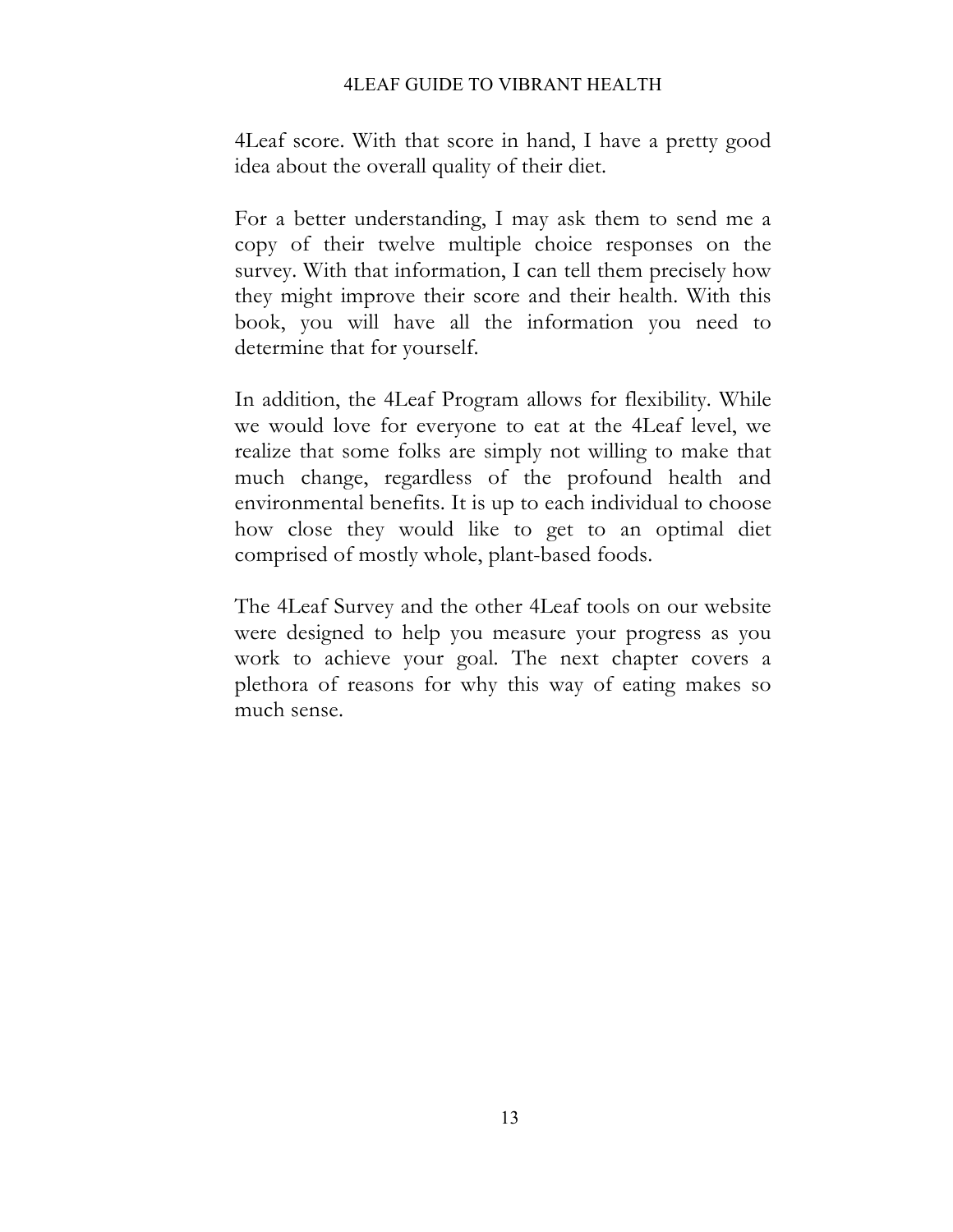4Leaf score. With that score in hand, I have a pretty good idea about the overall quality of their diet.

For a better understanding, I may ask them to send me a copy of their twelve multiple choice responses on the survey. With that information, I can tell them precisely how they might improve their score and their health. With this book, you will have all the information you need to determine that for yourself.

In addition, the 4Leaf Program allows for flexibility. While we would love for everyone to eat at the 4Leaf level, we realize that some folks are simply not willing to make that much change, regardless of the profound health and environmental benefits. It is up to each individual to choose how close they would like to get to an optimal diet comprised of mostly whole, plant-based foods.

The 4Leaf Survey and the other 4Leaf tools on our website were designed to help you measure your progress as you work to achieve your goal. The next chapter covers a plethora of reasons for why this way of eating makes so much sense.